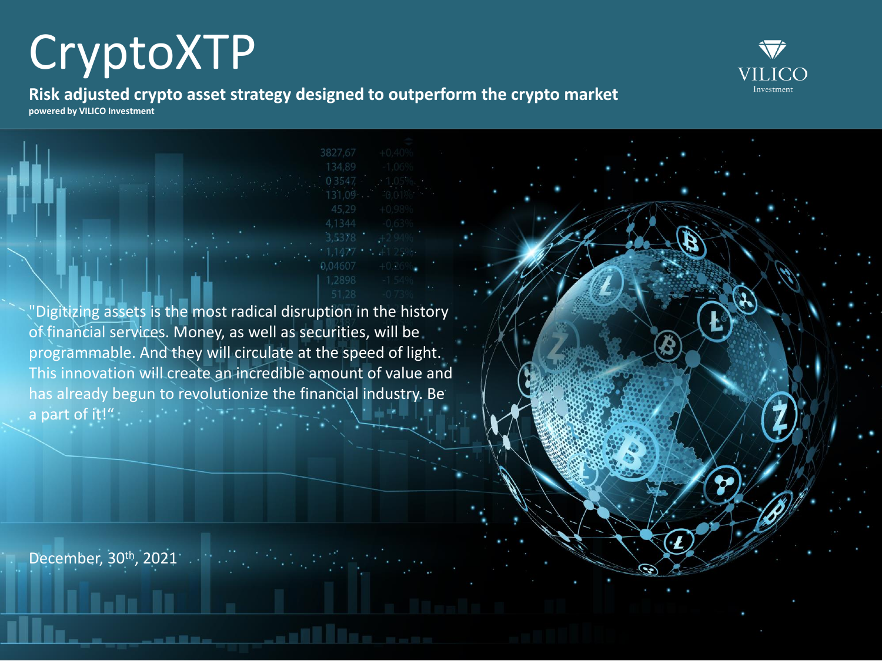# CryptoXTP

**Risk adjusted crypto asset strategy designed to outperform the crypto market**

**powered by VILICO Investment**

VILICO Investment

"Digitizing assets is the most radical disruption in the history of financial services. Money, as well as securities, will be programmable. And they will circulate at the speed of light. This innovation will create an incredible amount of value and has already begun to revolutionize the financial industry. Be a part of it!"

December, 30th, 2021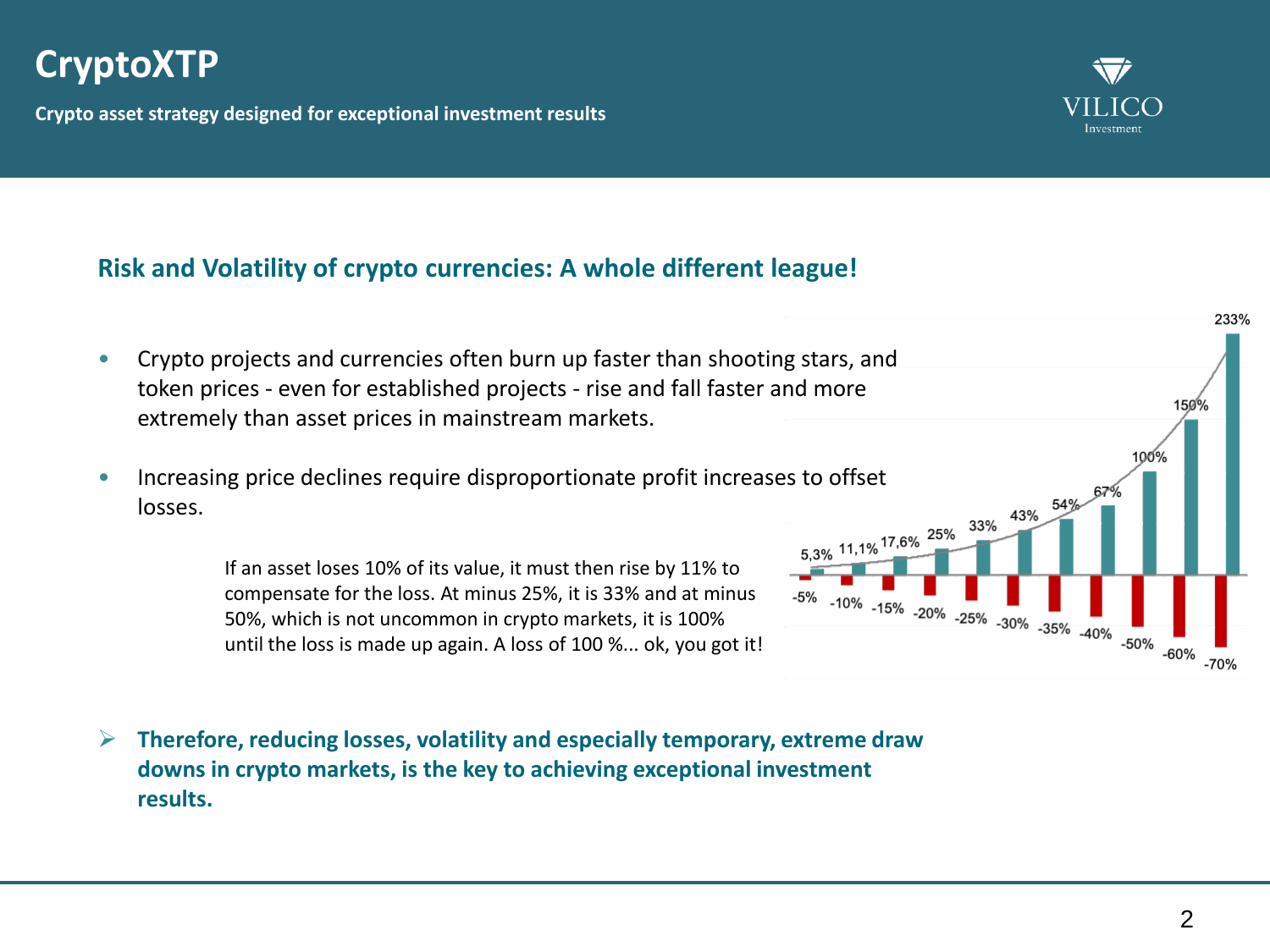# CryptoXTP

**Crypto asset strategy designed for exceptional investment results**

## Risk and Volatility of crypto currencies: A whole different league!

- Crypto projects and currencies often burn up faster than shooting stars, and token prices - even for established projects - rise and fall faster and more extremely than asset prices in mainstream markets.
- Increasing price declines require disproportionate profit increases to offset losses.

If an asset loses 10% of its value, it must then rise by 11% to compensate for the loss. At minus 25%, it is 33% and at minus 50%, which is not uncommon in crypto markets, it is 100% until the loss is made up again. A loss of 100 %... ok, you got it!

| Loss | -5% | -10% | -15% | -20% | -25% | -30% | -35% | -40% | -50% | -60% | -70% |
|---|---|---|---|---|---|---|---|---|---|---|---|
| Required gain | 5,3% | 11,1% | 17,6% | 25% | 33% | 43% | 54% | 67% | 100% | 150% | 233% |

- **Therefore, reducing losses, volatility and especially temporary, extreme draw downs in crypto markets, is the key to achieving exceptional investment results.**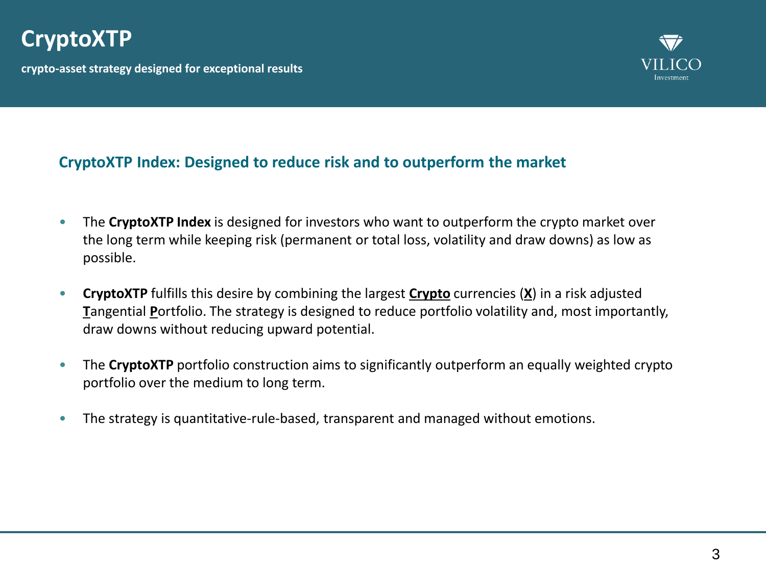# CryptoXTP

**crypto-asset strategy designed for exceptional results**

## CryptoXTP Index: Designed to reduce risk and to outperform the market

- The **CryptoXTP Index** is designed for investors who want to outperform the crypto market over the long term while keeping risk (permanent or total loss, volatility and draw downs) as low as possible.
- **CryptoXTP** fulfills this desire by combining the largest <u>**Crypto**</u> currencies (<u>**X**</u>) in a risk adjusted <u>**T**</u>angential <u>**P**</u>ortfolio. The strategy is designed to reduce portfolio volatility and, most importantly, draw downs without reducing upward potential.
- The **CryptoXTP** portfolio construction aims to significantly outperform an equally weighted crypto portfolio over the medium to long term.
- The strategy is quantitative-rule-based, transparent and managed without emotions.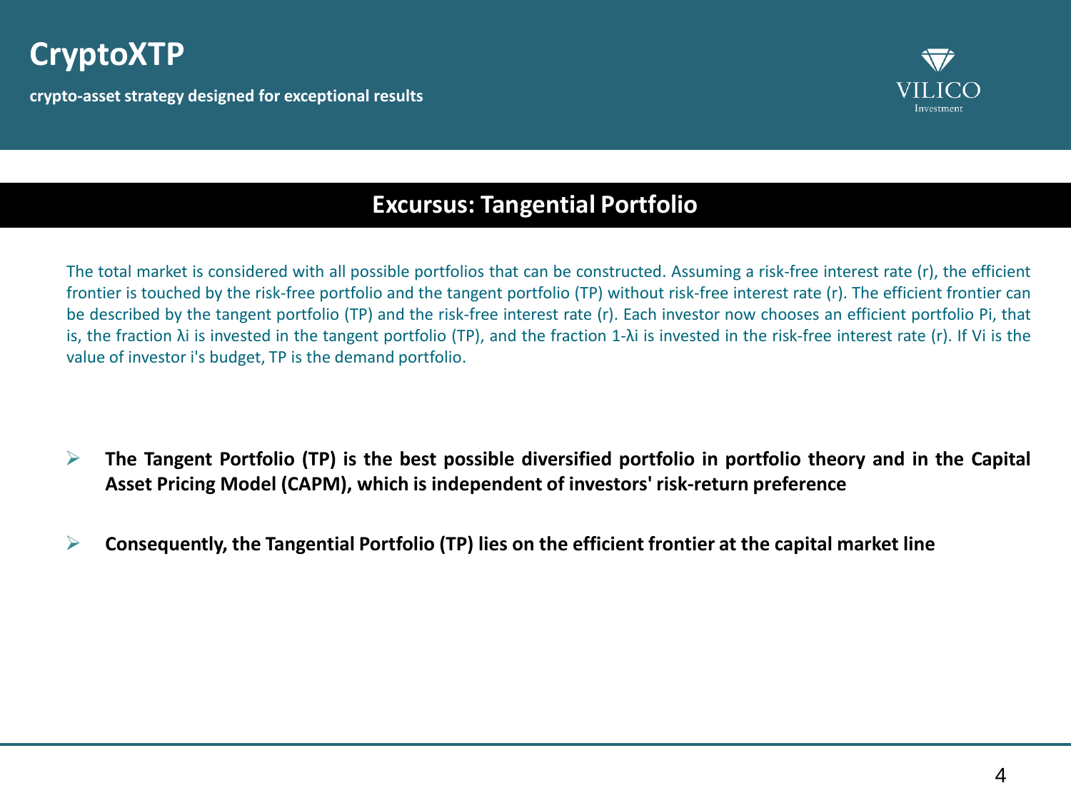## Excursus: Tangential Portfolio

The total market is considered with all possible portfolios that can be constructed. Assuming a risk-free interest rate (r), the efficient frontier is touched by the risk-free portfolio and the tangent portfolio (TP) without risk-free interest rate (r). The efficient frontier can be described by the tangent portfolio (TP) and the risk-free interest rate (r). Each investor now chooses an efficient portfolio $P_i$, that is, the fraction $\lambda_i$ is invested in the tangent portfolio (TP), and the fraction $1-\lambda_i$ is invested in the risk-free interest rate (r). If $V_i$ is the value of investor i's budget, TP is the demand portfolio.

- **The Tangent Portfolio (TP) is the best possible diversified portfolio in portfolio theory and in the Capital Asset Pricing Model (CAPM), which is independent of investors' risk-return preference**
- **Consequently, the Tangential Portfolio (TP) lies on the efficient frontier at the capital market line**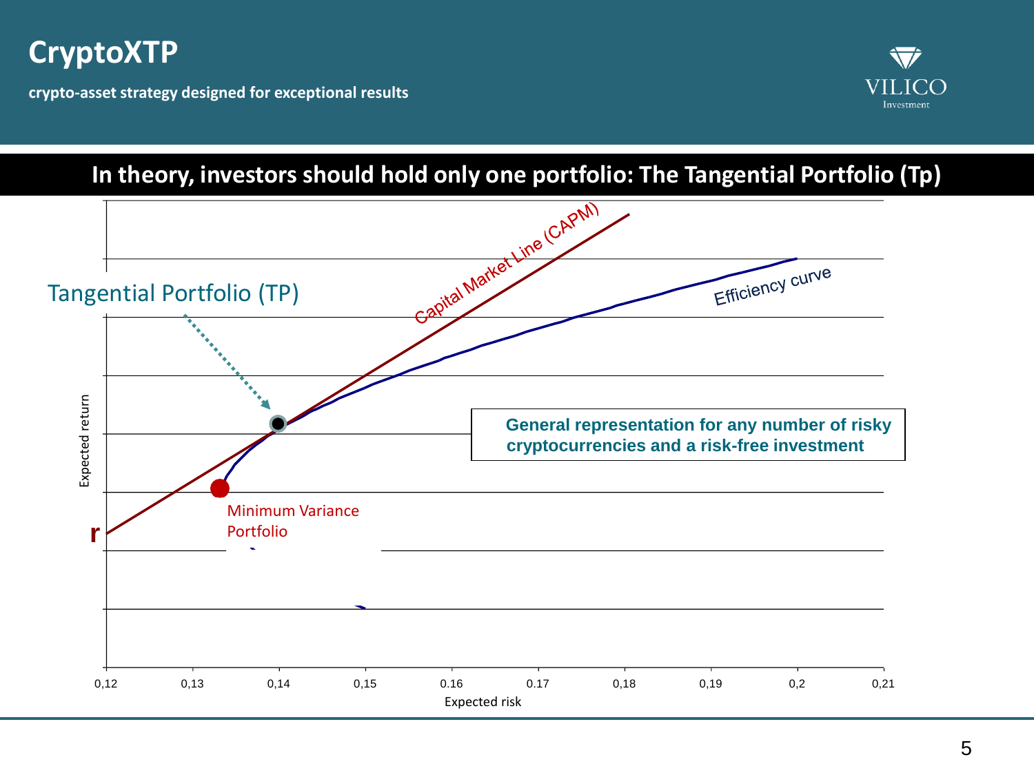# CryptoXTP

**crypto-asset strategy designed for exceptional results**

## In theory, investors should hold only one portfolio: The Tangential Portfolio (Tp)

Tangential Portfolio (TP)

Capital Market Line (CAPM)

Efficiency curve

**General representation for any number of risky cryptocurrencies and a risk-free investment**

Minimum Variance Portfolio

r

Expected return

Expected risk

0,12 0,13 0,14 0,15 0,16 0,17 0,18 0,19 0,2 0,21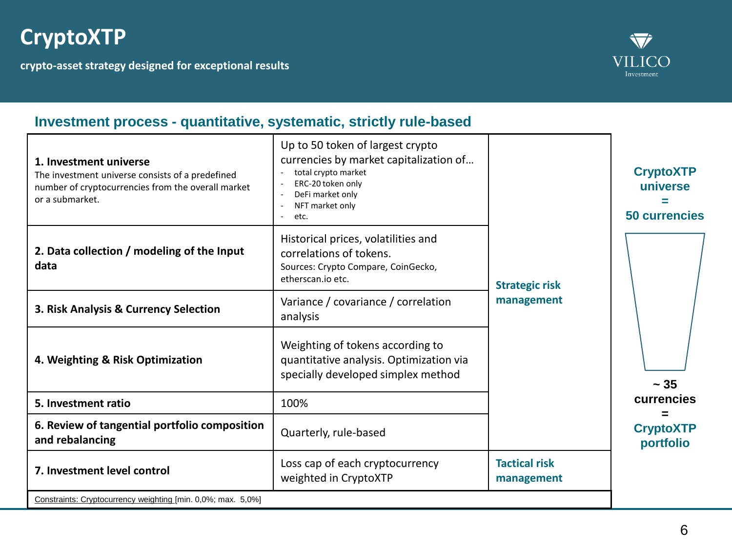# CryptoXTP

**crypto-asset strategy designed for exceptional results**

VILICO Investment

## Investment process - quantitative, systematic, strictly rule-based

| Step | Description | Risk management |
|---|---|---|
| **1. Investment universe**<br>The investment universe consists of a predefined number of cryptocurrencies from the overall market or a submarket. | Up to 50 token of largest crypto currencies by market capitalization of…<br>- total crypto market<br>- ERC-20 token only<br>- DeFi market only<br>- NFT market only<br>- etc. | **Strategic risk management** |
| **2. Data collection / modeling of the Input data** | Historical prices, volatilities and correlations of tokens.<br>Sources: Crypto Compare, CoinGecko, etherscan.io etc. | |
| **3. Risk Analysis & Currency Selection** | Variance / covariance / correlation analysis | |
| **4. Weighting & Risk Optimization** | Weighting of tokens according to quantitative analysis. Optimization via specially developed simplex method | |
| **5. Investment ratio** | 100% | |
| **6. Review of tangential portfolio composition and rebalancing** | Quarterly, rule-based | |
| **7. Investment level control** | Loss cap of each cryptocurrency weighted in CryptoXTP | **Tactical risk management** |

Constraints: Cryptocurrency weighting [min. 0,0%; max. 5,0%]

**CryptoXTP universe = 50 currencies**

**~ 35 currencies = CryptoXTP portfolio**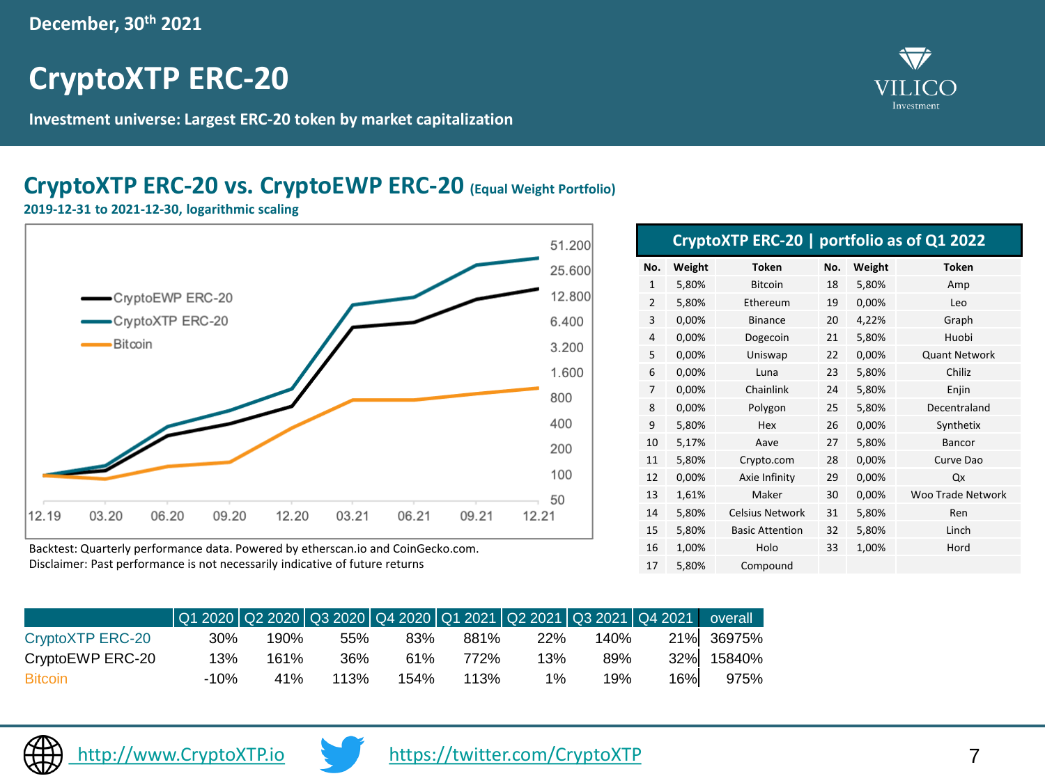December, 30th 2021

# CryptoXTP ERC-20

**Investment universe: Largest ERC-20 token by market capitalization**

VILICO Investment

## CryptoXTP ERC-20 vs. CryptoEWP ERC-20 (Equal Weight Portfolio)

**2019-12-31 to 2021-12-30, logarithmic scaling**

Backtest: Quarterly performance data. Powered by etherscan.io and CoinGecko.com.
Disclaimer: Past performance is not necessarily indicative of future returns

### CryptoXTP ERC-20 | portfolio as of Q1 2022

| No. | Weight | Token | No. | Weight | Token |
|---|---|---|---|---|---|
| 1 | 5,80% | Bitcoin | 18 | 5,80% | Amp |
| 2 | 5,80% | Ethereum | 19 | 0,00% | Leo |
| 3 | 0,00% | Binance | 20 | 4,22% | Graph |
| 4 | 0,00% | Dogecoin | 21 | 5,80% | Huobi |
| 5 | 0,00% | Uniswap | 22 | 0,00% | Quant Network |
| 6 | 0,00% | Luna | 23 | 5,80% | Chiliz |
| 7 | 0,00% | Chainlink | 24 | 5,80% | Enjin |
| 8 | 0,00% | Polygon | 25 | 5,80% | Decentraland |
| 9 | 5,80% | Hex | 26 | 0,00% | Synthetix |
| 10 | 5,17% | Aave | 27 | 5,80% | Bancor |
| 11 | 5,80% | Crypto.com | 28 | 0,00% | Curve Dao |
| 12 | 0,00% | Axie Infinity | 29 | 0,00% | Qx |
| 13 | 1,61% | Maker | 30 | 0,00% | Woo Trade Network |
| 14 | 5,80% | Celsius Network | 31 | 5,80% | Ren |
| 15 | 5,80% | Basic Attention | 32 | 5,80% | Linch |
| 16 | 1,00% | Holo | 33 | 1,00% | Hord |
| 17 | 5,80% | Compound | | | |

| | Q1 2020 | Q2 2020 | Q3 2020 | Q4 2020 | Q1 2021 | Q2 2021 | Q3 2021 | Q4 2021 | overall |
|---|---|---|---|---|---|---|---|---|---|
| CryptoXTP ERC-20 | 30% | 190% | 55% | 83% | 881% | 22% | 140% | 21% | 36975% |
| CryptoEWP ERC-20 | 13% | 161% | 36% | 61% | 772% | 13% | 89% | 32% | 15840% |
| Bitcoin | -10% | 41% | 113% | 154% | 113% | 1% | 19% | 16% | 975% |

http://www.CryptoXTP.io https://twitter.com/CryptoXTP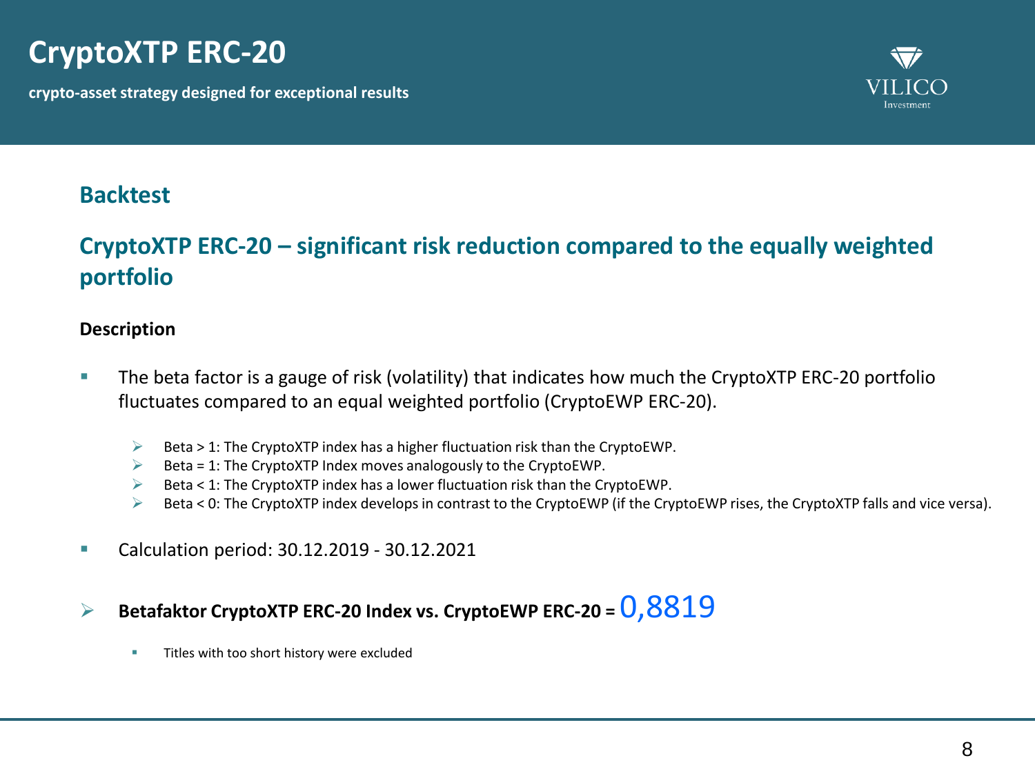# CryptoXTP ERC-20

**crypto-asset strategy designed for exceptional results**

VILICO Investment

## Backtest

## CryptoXTP ERC-20 – significant risk reduction compared to the equally weighted portfolio

**Description**

- The beta factor is a gauge of risk (volatility) that indicates how much the CryptoXTP ERC-20 portfolio fluctuates compared to an equal weighted portfolio (CryptoEWP ERC-20).
  - Beta > 1: The CryptoXTP index has a higher fluctuation risk than the CryptoEWP.
  - Beta = 1: The CryptoXTP Index moves analogously to the CryptoEWP.
  - Beta < 1: The CryptoXTP index has a lower fluctuation risk than the CryptoEWP.
  - Beta < 0: The CryptoXTP index develops in contrast to the CryptoEWP (if the CryptoEWP rises, the CryptoXTP falls and vice versa).
- Calculation period: 30.12.2019 - 30.12.2021

- **Betafaktor CryptoXTP ERC-20 Index vs. CryptoEWP ERC-20 =** 0,8819
  - Titles with too short history were excluded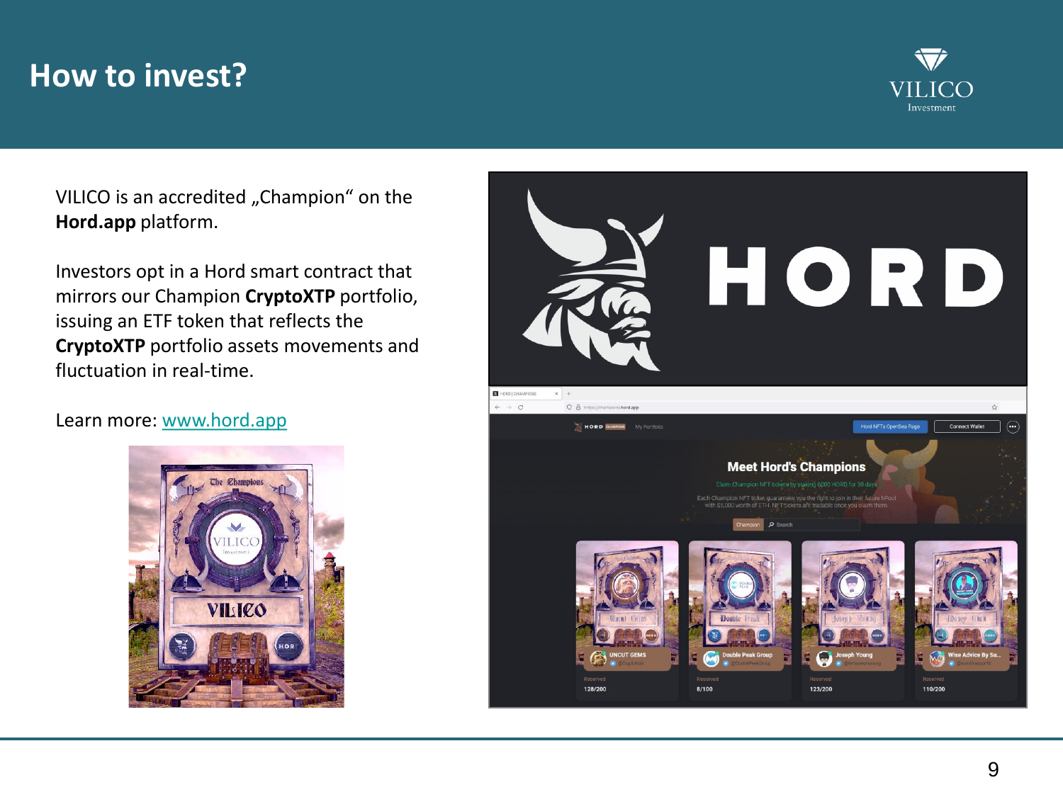# How to invest?

VILICO is an accredited „Champion" on the **Hord.app** platform.

Investors opt in a Hord smart contract that mirrors our Champion **CryptoXTP** portfolio, issuing an ETF token that reflects the **CryptoXTP** portfolio assets movements and fluctuation in real-time.

Learn more: [www.hord.app](http://www.hord.app)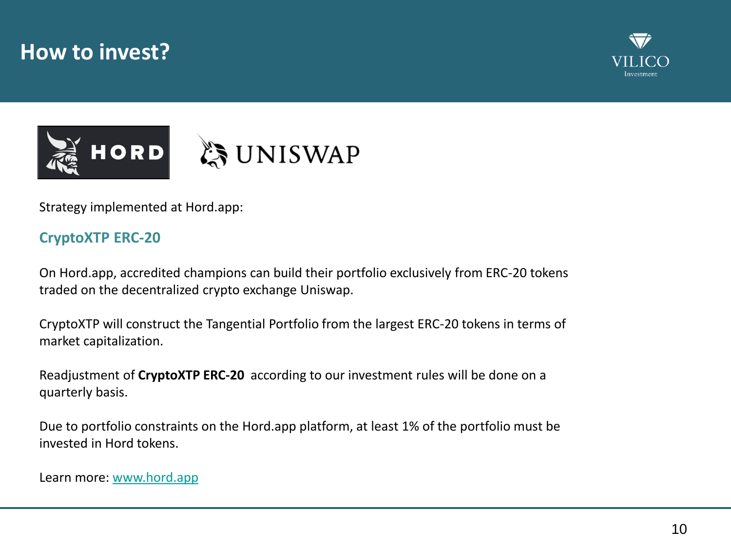# How to invest?

Strategy implemented at Hord.app:

## CryptoXTP ERC-20

On Hord.app, accredited champions can build their portfolio exclusively from ERC-20 tokens traded on the decentralized crypto exchange Uniswap.

CryptoXTP will construct the Tangential Portfolio from the largest ERC-20 tokens in terms of market capitalization.

Readjustment of **CryptoXTP ERC-20** according to our investment rules will be done on a quarterly basis.

Due to portfolio constraints on the Hord.app platform, at least 1% of the portfolio must be invested in Hord tokens.

Learn more: [www.hord.app](http://www.hord.app)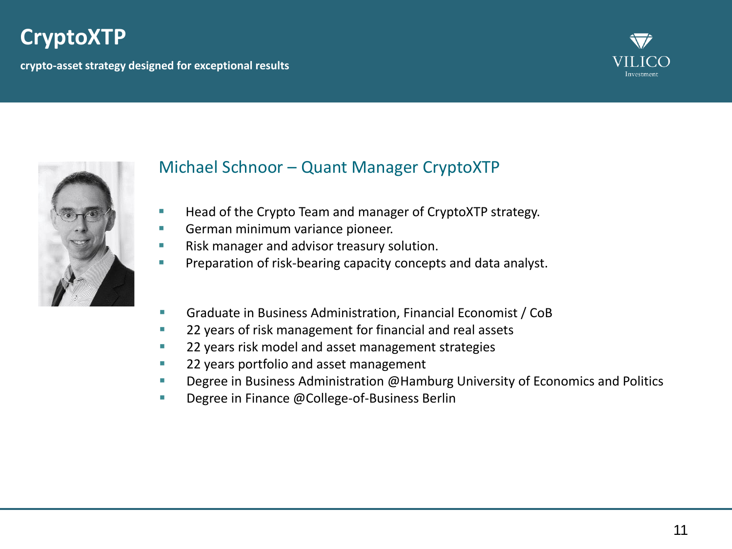# CryptoXTP

**crypto-asset strategy designed for exceptional results**

VILICO Investment

## Michael Schnoor – Quant Manager CryptoXTP

- Head of the Crypto Team and manager of CryptoXTP strategy.
- German minimum variance pioneer.
- Risk manager and advisor treasury solution.
- Preparation of risk-bearing capacity concepts and data analyst.

- Graduate in Business Administration, Financial Economist / CoB
- 22 years of risk management for financial and real assets
- 22 years risk model and asset management strategies
- 22 years portfolio and asset management
- Degree in Business Administration @Hamburg University of Economics and Politics
- Degree in Finance @College-of-Business Berlin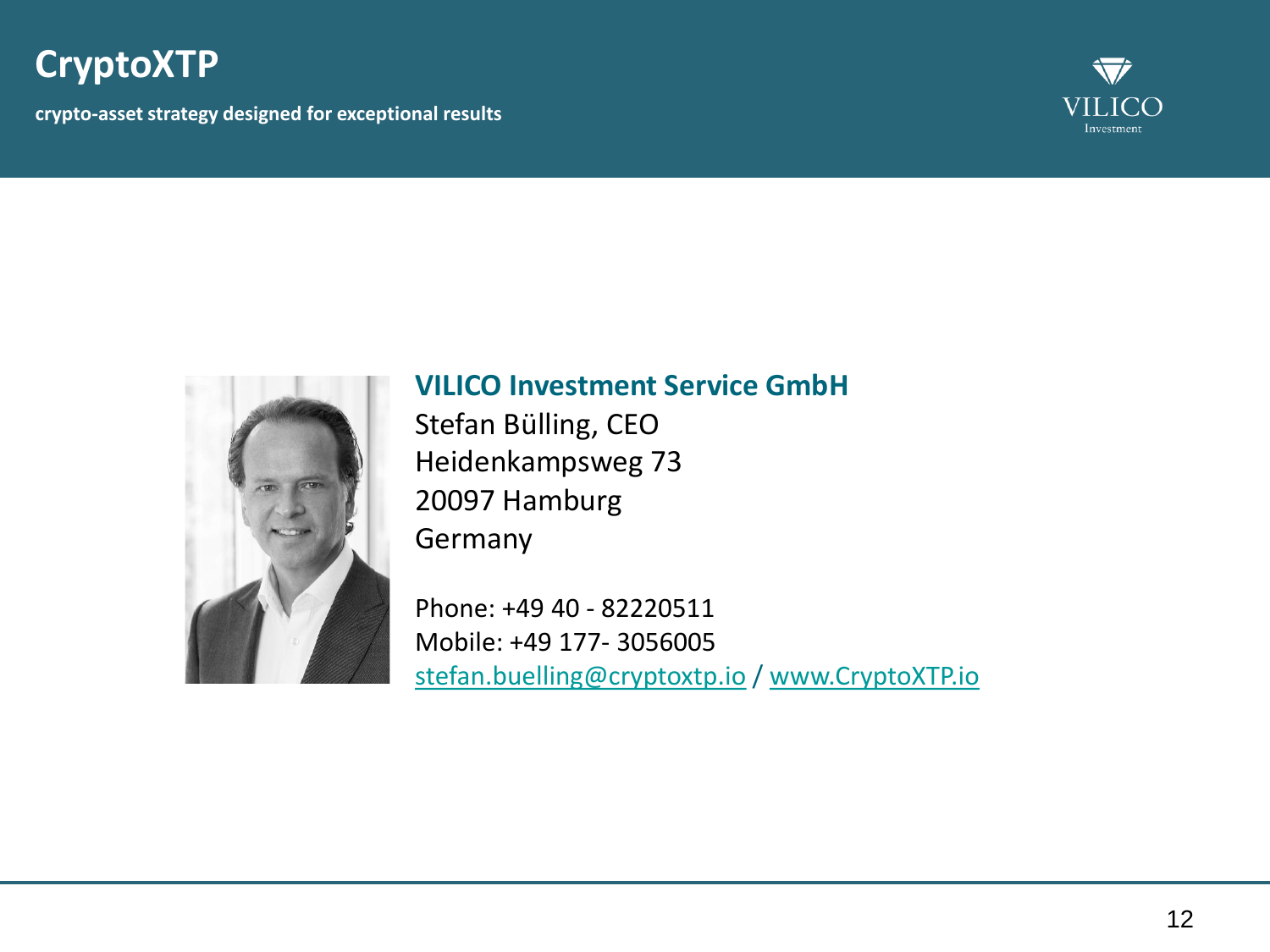# CryptoXTP

**crypto-asset strategy designed for exceptional results**

VILICO Investment

**VILICO Investment Service GmbH**

Stefan Bülling, CEO
Heidenkampsweg 73
20097 Hamburg
Germany

Phone: +49 40 - 82220511
Mobile: +49 177- 3056005
stefan.buelling@cryptoxtp.io / www.CryptoXTP.io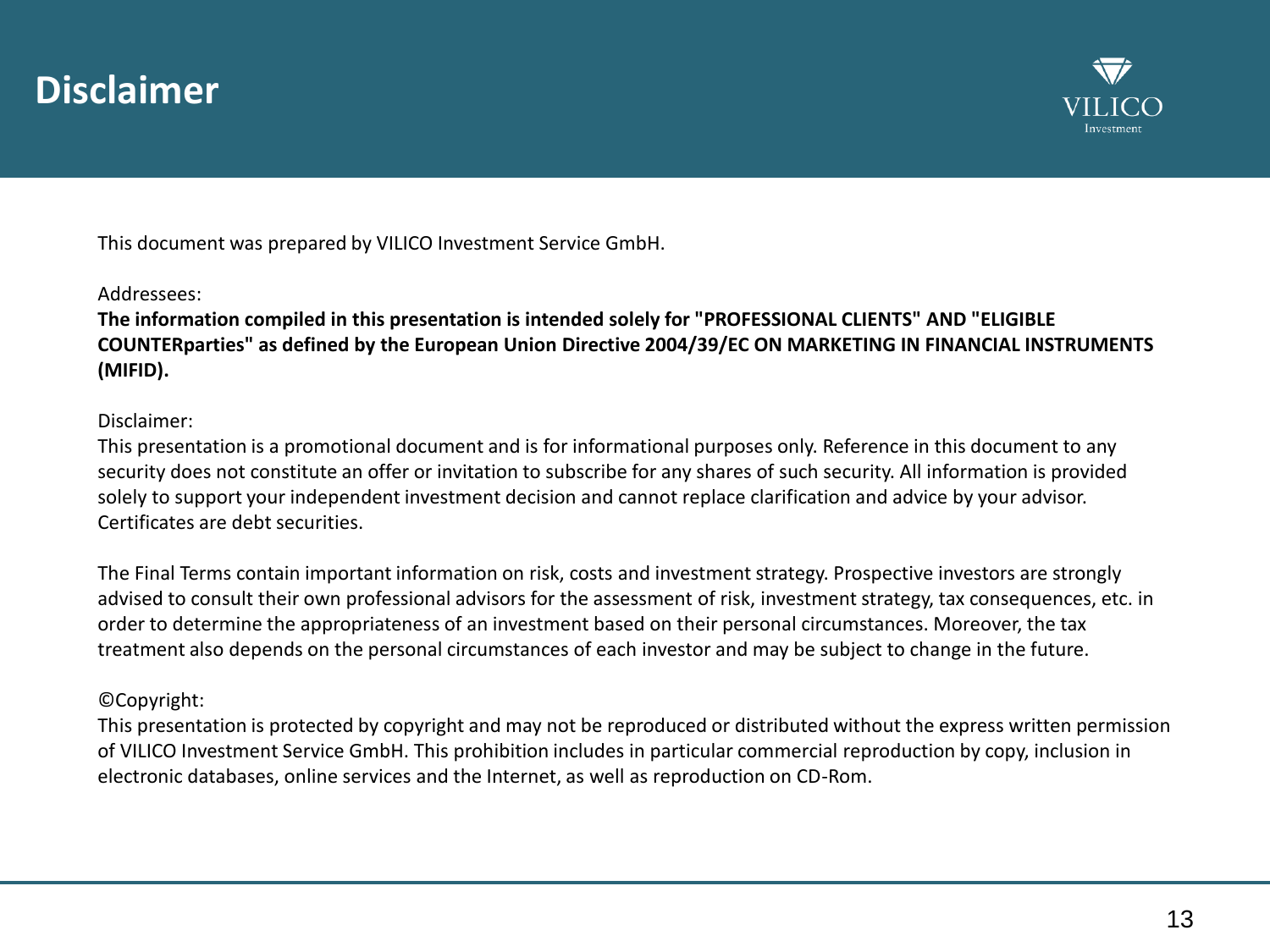# Disclaimer

This document was prepared by VILICO Investment Service GmbH.

Addressees:

**The information compiled in this presentation is intended solely for "PROFESSIONAL CLIENTS" AND "ELIGIBLE COUNTERparties" as defined by the European Union Directive 2004/39/EC ON MARKETING IN FINANCIAL INSTRUMENTS (MIFID).**

Disclaimer:

This presentation is a promotional document and is for informational purposes only. Reference in this document to any security does not constitute an offer or invitation to subscribe for any shares of such security. All information is provided solely to support your independent investment decision and cannot replace clarification and advice by your advisor. Certificates are debt securities.

The Final Terms contain important information on risk, costs and investment strategy. Prospective investors are strongly advised to consult their own professional advisors for the assessment of risk, investment strategy, tax consequences, etc. in order to determine the appropriateness of an investment based on their personal circumstances. Moreover, the tax treatment also depends on the personal circumstances of each investor and may be subject to change in the future.

©Copyright:

This presentation is protected by copyright and may not be reproduced or distributed without the express written permission of VILICO Investment Service GmbH. This prohibition includes in particular commercial reproduction by copy, inclusion in electronic databases, online services and the Internet, as well as reproduction on CD-Rom.